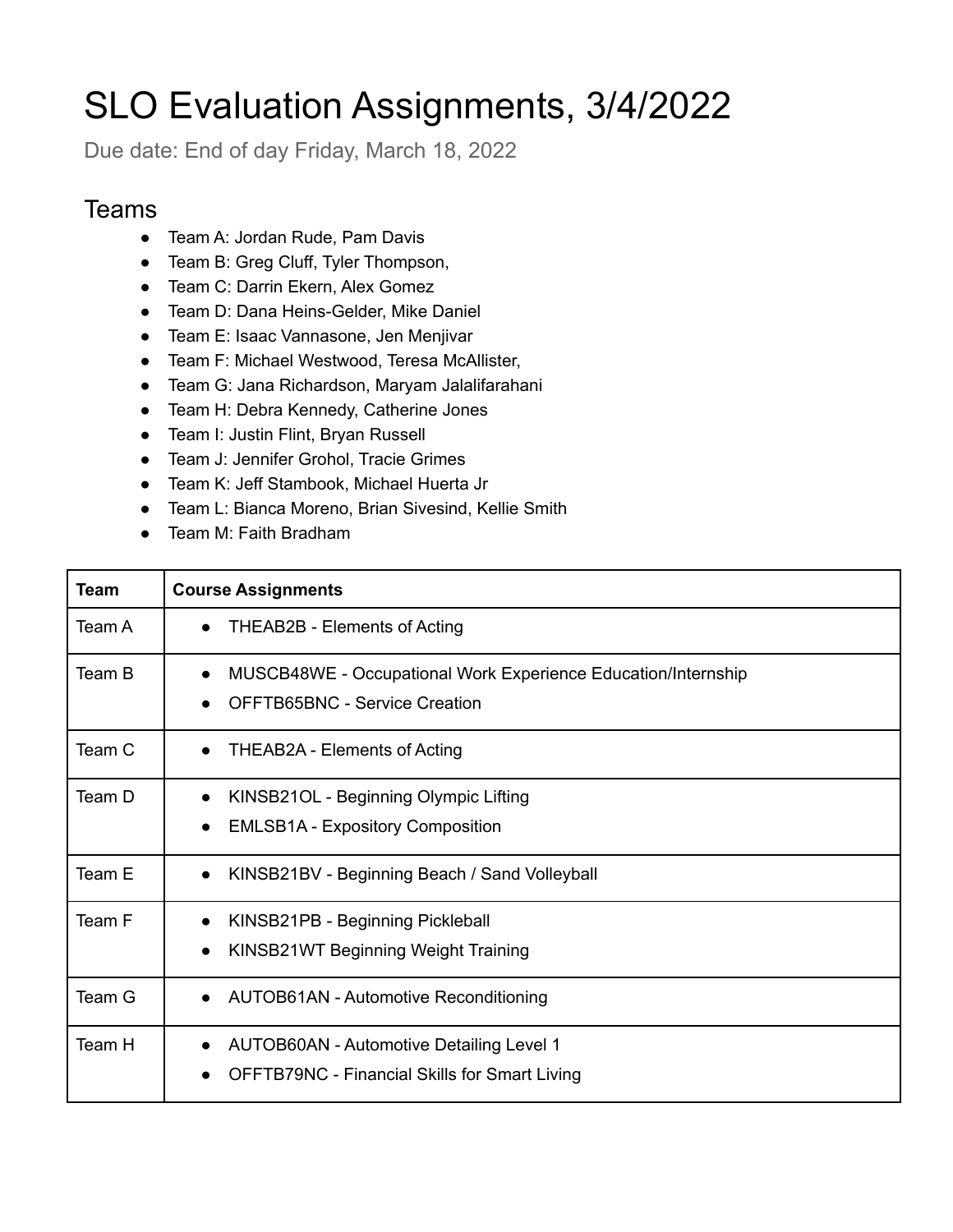# SLO Evaluation Assignments, 3/4/2022

Due date: End of day Friday, March 18, 2022

## Teams

- Team A: Jordan Rude, Pam Davis
- Team B: Greg Cluff, Tyler Thompson,
- Team C: Darrin Ekern, Alex Gomez
- Team D: Dana Heins-Gelder, Mike Daniel
- Team E: Isaac Vannasone, Jen Menjivar
- Team F: Michael Westwood, Teresa McAllister,
- Team G: Jana Richardson, Maryam Jalalifarahani
- Team H: Debra Kennedy, Catherine Jones
- Team I: Justin Flint, Bryan Russell
- Team J: Jennifer Grohol, Tracie Grimes
- Team K: Jeff Stambook, Michael Huerta Jr
- Team L: Bianca Moreno, Brian Sivesind, Kellie Smith
- Team M: Faith Bradham

| Team | Course Assignments |
| --- | --- |
| Team A | • THEAB2B - Elements of Acting |
| Team B | • MUSCB48WE - Occupational Work Experience Education/Internship<br>• OFFTB65BNC - Service Creation |
| Team C | • THEAB2A - Elements of Acting |
| Team D | • KINSB21OL - Beginning Olympic Lifting<br>• EMLSB1A - Expository Composition |
| Team E | • KINSB21BV - Beginning Beach / Sand Volleyball |
| Team F | • KINSB21PB - Beginning Pickleball<br>• KINSB21WT Beginning Weight Training |
| Team G | • AUTOB61AN - Automotive Reconditioning |
| Team H | • AUTOB60AN - Automotive Detailing Level 1<br>• OFFTB79NC - Financial Skills for Smart Living |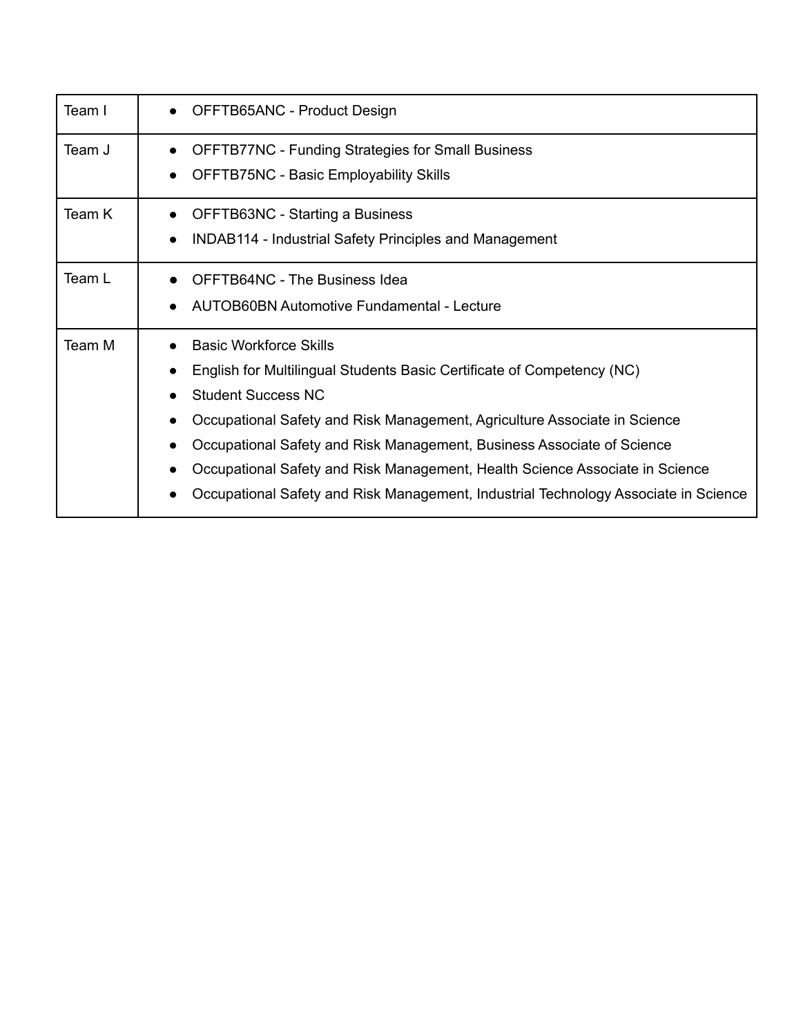| | |
|---|---|
| Team I | • OFFTB65ANC - Product Design |
| Team J | • OFFTB77NC - Funding Strategies for Small Business<br>• OFFTB75NC - Basic Employability Skills |
| Team K | • OFFTB63NC - Starting a Business<br>• INDAB114 - Industrial Safety Principles and Management |
| Team L | • OFFTB64NC - The Business Idea<br>• AUTOB60BN Automotive Fundamental - Lecture |
| Team M | • Basic Workforce Skills<br>• English for Multilingual Students Basic Certificate of Competency (NC)<br>• Student Success NC<br>• Occupational Safety and Risk Management, Agriculture Associate in Science<br>• Occupational Safety and Risk Management, Business Associate of Science<br>• Occupational Safety and Risk Management, Health Science Associate in Science<br>• Occupational Safety and Risk Management, Industrial Technology Associate in Science |